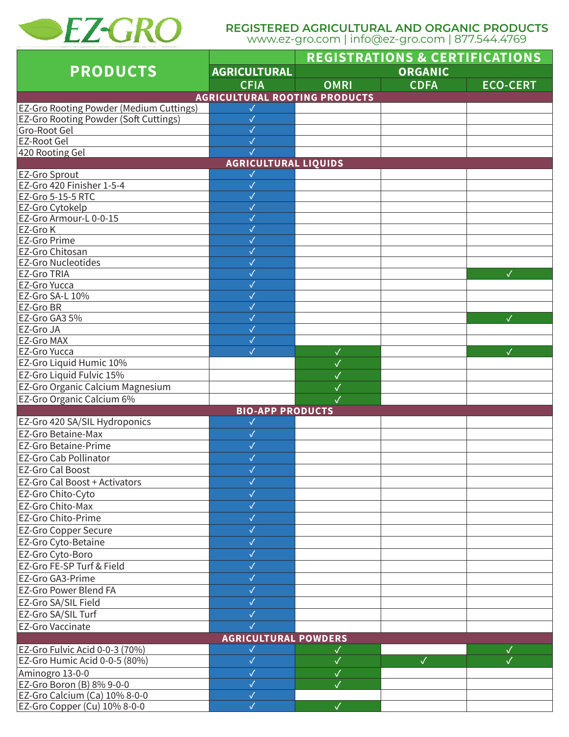# EZ-GRO

## REGISTERED AGRICULTURAL AND ORGANIC PRODUCTS

www.ez-gro.com | info@ez-gro.com | 877.544.4769

| PRODUCTS | REGISTRATIONS & CERTIFICATIONS | | | |
|---|---|---|---|---|
| | AGRICULTURAL | ORGANIC | | |
| | CFIA | OMRI | CDFA | ECO-CERT |
| **AGRICULTURAL ROOTING PRODUCTS** | | | | |
| EZ-Gro Rooting Powder (Medium Cuttings) | ✓ | | | |
| EZ-Gro Rooting Powder (Soft Cuttings) | ✓ | | | |
| Gro-Root Gel | ✓ | | | |
| EZ-Root Gel | ✓ | | | |
| 420 Rooting Gel | ✓ | | | |
| **AGRICULTURAL LIQUIDS** | | | | |
| EZ-Gro Sprout | ✓ | | | |
| EZ-Gro 420 Finisher 1-5-4 | ✓ | | | |
| EZ-Gro 5-15-5 RTC | ✓ | | | |
| EZ-Gro Cytokelp | ✓ | | | |
| EZ-Gro Armour-L 0-0-15 | ✓ | | | |
| EZ-Gro K | ✓ | | | |
| EZ-Gro Prime | ✓ | | | |
| EZ-Gro Chitosan | ✓ | | | |
| EZ-Gro Nucleotides | ✓ | | | |
| EZ-Gro TRIA | ✓ | | | ✓ |
| EZ-Gro Yucca | ✓ | | | |
| EZ-Gro SA-L 10% | ✓ | | | |
| EZ-Gro BR | ✓ | | | |
| EZ-Gro GA3 5% | ✓ | | | ✓ |
| EZ-Gro JA | ✓ | | | |
| EZ-Gro MAX | ✓ | | | |
| EZ-Gro Yucca | ✓ | ✓ | | ✓ |
| EZ-Gro Liquid Humic 10% | | ✓ | | |
| EZ-Gro Liquid Fulvic 15% | | ✓ | | |
| EZ-Gro Organic Calcium Magnesium | | ✓ | | |
| EZ-Gro Organic Calcium 6% | | ✓ | | |
| **BIO-APP PRODUCTS** | | | | |
| EZ-Gro 420 SA/SIL Hydroponics | ✓ | | | |
| EZ-Gro Betaine-Max | ✓ | | | |
| EZ-Gro Betaine-Prime | ✓ | | | |
| EZ-Gro Cab Pollinator | ✓ | | | |
| EZ-Gro Cal Boost | ✓ | | | |
| EZ-Gro Cal Boost + Activators | ✓ | | | |
| EZ-Gro Chito-Cyto | ✓ | | | |
| EZ-Gro Chito-Max | ✓ | | | |
| EZ-Gro Chito-Prime | ✓ | | | |
| EZ-Gro Copper Secure | ✓ | | | |
| EZ-Gro Cyto-Betaine | ✓ | | | |
| EZ-Gro Cyto-Boro | ✓ | | | |
| EZ-Gro FE-SP Turf & Field | ✓ | | | |
| EZ-Gro GA3-Prime | ✓ | | | |
| EZ-Gro Power Blend FA | ✓ | | | |
| EZ-Gro SA/SIL Field | ✓ | | | |
| EZ-Gro SA/SIL Turf | ✓ | | | |
| EZ-Gro Vaccinate | ✓ | | | |
| **AGRICULTURAL POWDERS** | | | | |
| EZ-Gro Fulvic Acid 0-0-3 (70%) | ✓ | ✓ | | ✓ |
| EZ-Gro Humic Acid 0-0-5 (80%) | ✓ | ✓ | ✓ | ✓ |
| Aminogro 13-0-0 | ✓ | ✓ | | |
| EZ-Gro Boron (B) 8% 9-0-0 | ✓ | ✓ | | |
| EZ-Gro Calcium (Ca) 10% 8-0-0 | ✓ | | | |
| EZ-Gro Copper (Cu) 10% 8-0-0 | ✓ | ✓ | | |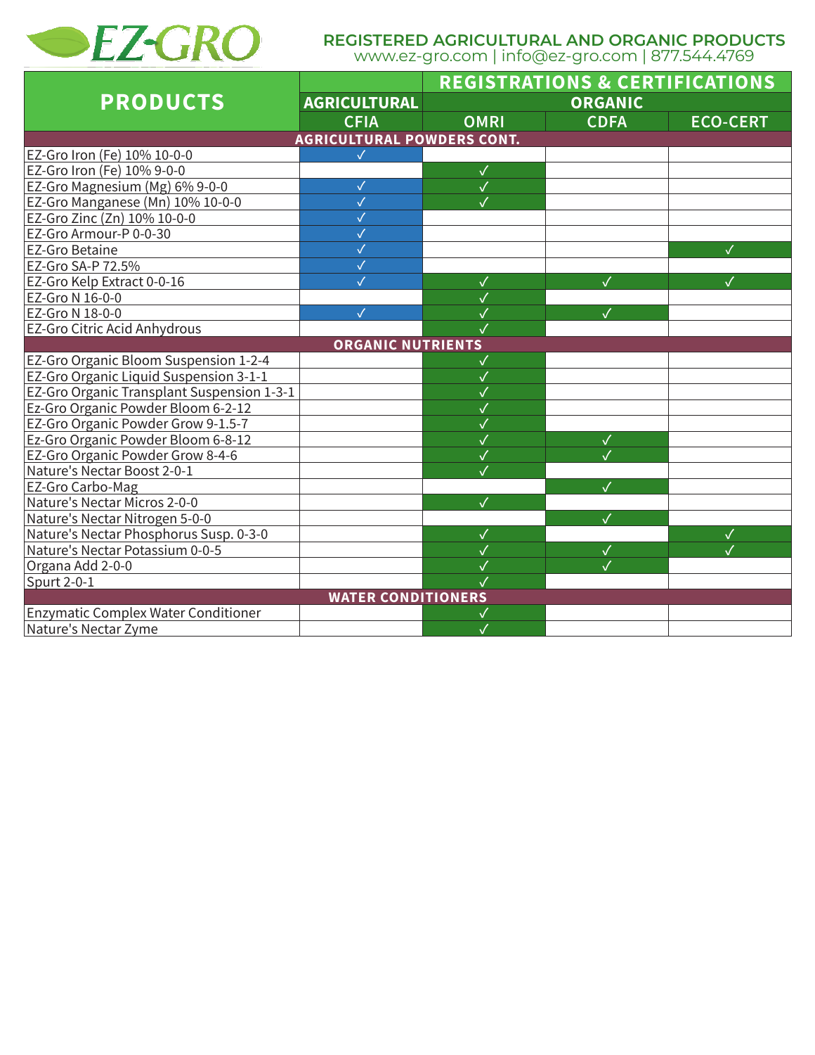# EZ-GRO

**REGISTERED AGRICULTURAL AND ORGANIC PRODUCTS**
www.ez-gro.com | info@ez-gro.com | 877.544.4769

| PRODUCTS | REGISTRATIONS & CERTIFICATIONS | | | |
|---|---|---|---|---|
| | AGRICULTURAL | ORGANIC | | |
| | CFIA | OMRI | CDFA | ECO-CERT |
| **AGRICULTURAL POWDERS CONT.** | | | | |
| EZ-Gro Iron (Fe) 10% 10-0-0 | ✓ | | | |
| EZ-Gro Iron (Fe) 10% 9-0-0 | | ✓ | | |
| EZ-Gro Magnesium (Mg) 6% 9-0-0 | ✓ | ✓ | | |
| EZ-Gro Manganese (Mn) 10% 10-0-0 | ✓ | ✓ | | |
| EZ-Gro Zinc (Zn) 10% 10-0-0 | ✓ | | | |
| EZ-Gro Armour-P 0-0-30 | ✓ | | | |
| EZ-Gro Betaine | ✓ | | | ✓ |
| EZ-Gro SA-P 72.5% | ✓ | | | |
| EZ-Gro Kelp Extract 0-0-16 | ✓ | ✓ | ✓ | ✓ |
| EZ-Gro N 16-0-0 | | ✓ | | |
| EZ-Gro N 18-0-0 | ✓ | ✓ | ✓ | |
| EZ-Gro Citric Acid Anhydrous | | ✓ | | |
| **ORGANIC NUTRIENTS** | | | | |
| EZ-Gro Organic Bloom Suspension 1-2-4 | | ✓ | | |
| EZ-Gro Organic Liquid Suspension 3-1-1 | | ✓ | | |
| EZ-Gro Organic Transplant Suspension 1-3-1 | | ✓ | | |
| Ez-Gro Organic Powder Bloom 6-2-12 | | ✓ | | |
| EZ-Gro Organic Powder Grow 9-1.5-7 | | ✓ | | |
| Ez-Gro Organic Powder Bloom 6-8-12 | | ✓ | ✓ | |
| EZ-Gro Organic Powder Grow 8-4-6 | | ✓ | ✓ | |
| Nature's Nectar Boost 2-0-1 | | ✓ | | |
| EZ-Gro Carbo-Mag | | | ✓ | |
| Nature's Nectar Micros 2-0-0 | | ✓ | | |
| Nature's Nectar Nitrogen 5-0-0 | | | ✓ | |
| Nature's Nectar Phosphorus Susp. 0-3-0 | | ✓ | | ✓ |
| Nature's Nectar Potassium 0-0-5 | | ✓ | ✓ | ✓ |
| Organa Add 2-0-0 | | ✓ | ✓ | |
| Spurt 2-0-1 | | ✓ | | |
| **WATER CONDITIONERS** | | | | |
| Enzymatic Complex Water Conditioner | | ✓ | | |
| Nature's Nectar Zyme | | ✓ | | |